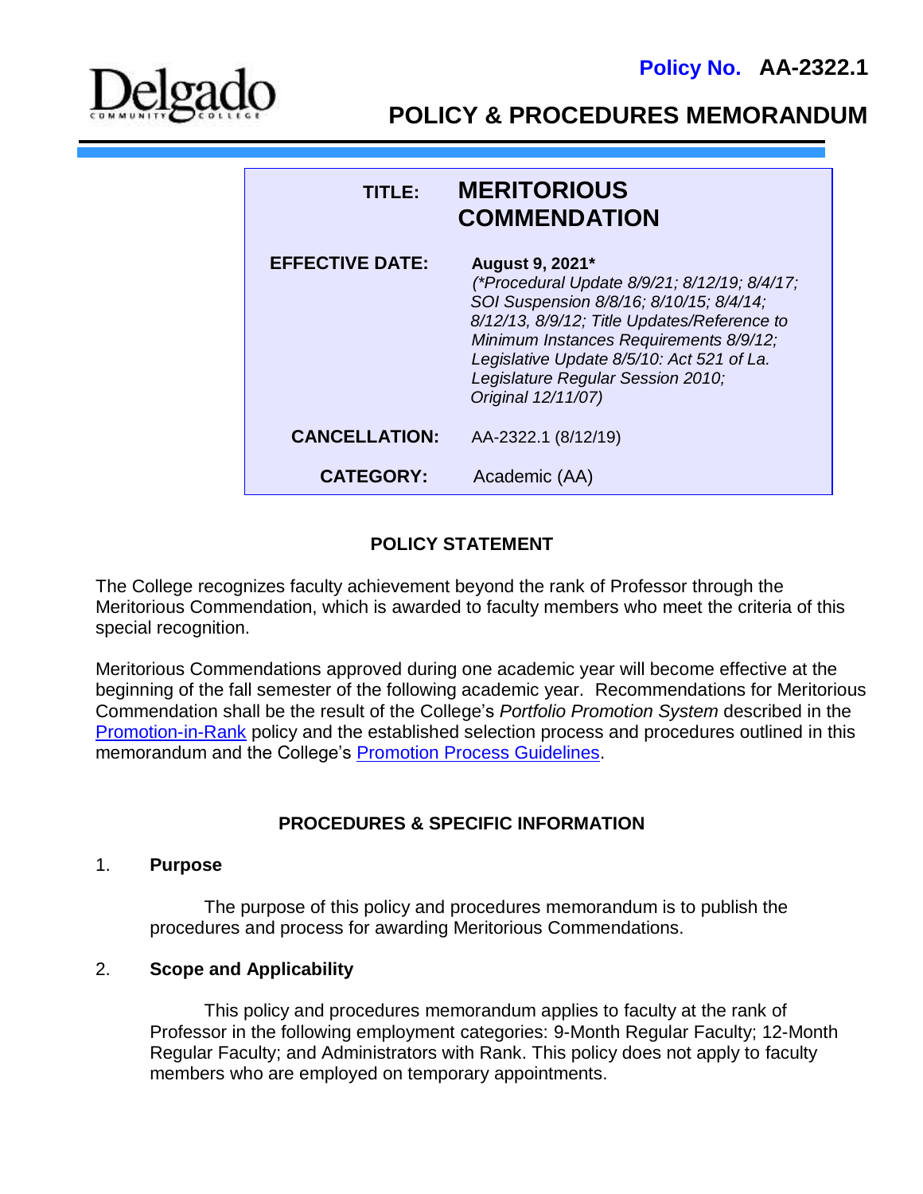**Policy No. AA-2322.1**

# POLICY & PROCEDURES MEMORANDUM

| | |
|---|---|
| **TITLE:** | **MERITORIOUS COMMENDATION** |
| **EFFECTIVE DATE:** | **August 9, 2021*** *(*Procedural Update 8/9/21; 8/12/19; 8/4/17; SOI Suspension 8/8/16; 8/10/15; 8/4/14; 8/12/13, 8/9/12; Title Updates/Reference to Minimum Instances Requirements 8/9/12; Legislative Update 8/5/10: Act 521 of La. Legislature Regular Session 2010; Original 12/11/07)* |
| **CANCELLATION:** | AA-2322.1 (8/12/19) |
| **CATEGORY:** | Academic (AA) |

## POLICY STATEMENT

The College recognizes faculty achievement beyond the rank of Professor through the Meritorious Commendation, which is awarded to faculty members who meet the criteria of this special recognition.

Meritorious Commendations approved during one academic year will become effective at the beginning of the fall semester of the following academic year. Recommendations for Meritorious Commendation shall be the result of the College's *Portfolio Promotion System* described in the Promotion-in-Rank policy and the established selection process and procedures outlined in this memorandum and the College's Promotion Process Guidelines.

## PROCEDURES & SPECIFIC INFORMATION

### 1. Purpose

The purpose of this policy and procedures memorandum is to publish the procedures and process for awarding Meritorious Commendations.

### 2. Scope and Applicability

This policy and procedures memorandum applies to faculty at the rank of Professor in the following employment categories: 9-Month Regular Faculty; 12-Month Regular Faculty; and Administrators with Rank. This policy does not apply to faculty members who are employed on temporary appointments.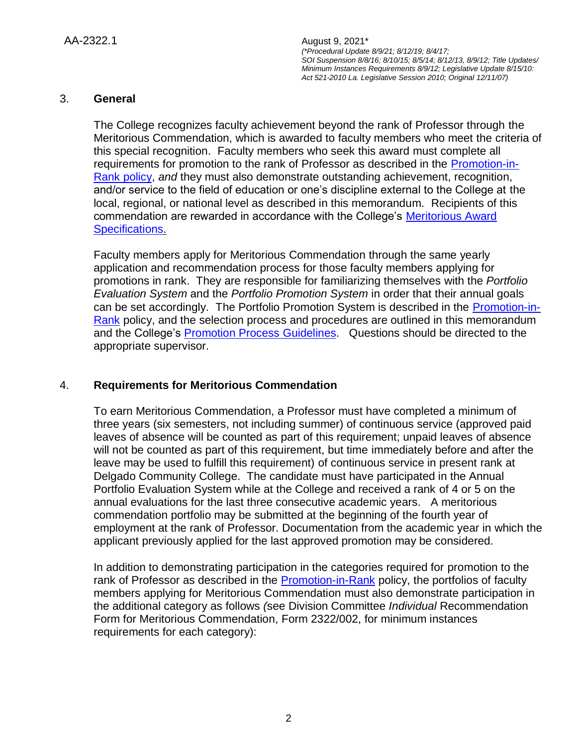## 3. General

The College recognizes faculty achievement beyond the rank of Professor through the Meritorious Commendation, which is awarded to faculty members who meet the criteria of this special recognition. Faculty members who seek this award must complete all requirements for promotion to the rank of Professor as described in the Promotion-in-Rank policy, *and* they must also demonstrate outstanding achievement, recognition, and/or service to the field of education or one's discipline external to the College at the local, regional, or national level as described in this memorandum. Recipients of this commendation are rewarded in accordance with the College's Meritorious Award Specifications.

Faculty members apply for Meritorious Commendation through the same yearly application and recommendation process for those faculty members applying for promotions in rank. They are responsible for familiarizing themselves with the *Portfolio Evaluation System* and the *Portfolio Promotion System* in order that their annual goals can be set accordingly. The Portfolio Promotion System is described in the Promotion-in-Rank policy, and the selection process and procedures are outlined in this memorandum and the College's Promotion Process Guidelines. Questions should be directed to the appropriate supervisor.

## 4. Requirements for Meritorious Commendation

To earn Meritorious Commendation, a Professor must have completed a minimum of three years (six semesters, not including summer) of continuous service (approved paid leaves of absence will be counted as part of this requirement; unpaid leaves of absence will not be counted as part of this requirement, but time immediately before and after the leave may be used to fulfill this requirement) of continuous service in present rank at Delgado Community College. The candidate must have participated in the Annual Portfolio Evaluation System while at the College and received a rank of 4 or 5 on the annual evaluations for the last three consecutive academic years. A meritorious commendation portfolio may be submitted at the beginning of the fourth year of employment at the rank of Professor. Documentation from the academic year in which the applicant previously applied for the last approved promotion may be considered.

In addition to demonstrating participation in the categories required for promotion to the rank of Professor as described in the Promotion-in-Rank policy, the portfolios of faculty members applying for Meritorious Commendation must also demonstrate participation in the additional category as follows *(*see Division Committee *Individual* Recommendation Form for Meritorious Commendation, Form 2322/002, for minimum instances requirements for each category):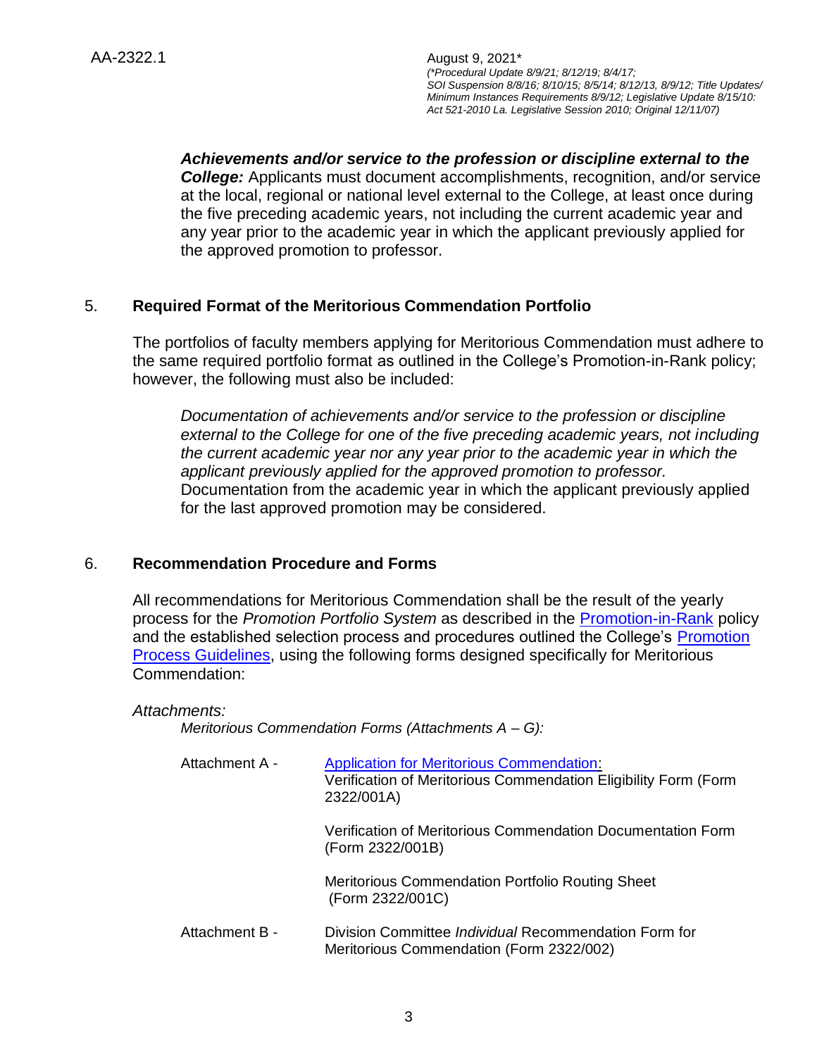***Achievements and/or service to the profession or discipline external to the College:*** Applicants must document accomplishments, recognition, and/or service at the local, regional or national level external to the College, at least once during the five preceding academic years, not including the current academic year and any year prior to the academic year in which the applicant previously applied for the approved promotion to professor.

## 5. **Required Format of the Meritorious Commendation Portfolio**

The portfolios of faculty members applying for Meritorious Commendation must adhere to the same required portfolio format as outlined in the College's Promotion-in-Rank policy; however, the following must also be included:

*Documentation of achievements and/or service to the profession or discipline external to the College for one of the five preceding academic years, not including the current academic year nor any year prior to the academic year in which the applicant previously applied for the approved promotion to professor.* Documentation from the academic year in which the applicant previously applied for the last approved promotion may be considered.

## 6. **Recommendation Procedure and Forms**

All recommendations for Meritorious Commendation shall be the result of the yearly process for the *Promotion Portfolio System* as described in the Promotion-in-Rank policy and the established selection process and procedures outlined the College's Promotion Process Guidelines, using the following forms designed specifically for Meritorious Commendation:

*Attachments:*

*Meritorious Commendation Forms (Attachments A – G):*

Attachment A - Application for Meritorious Commendation:
Verification of Meritorious Commendation Eligibility Form (Form 2322/001A)

Verification of Meritorious Commendation Documentation Form (Form 2322/001B)

Meritorious Commendation Portfolio Routing Sheet (Form 2322/001C)

Attachment B - Division Committee *Individual* Recommendation Form for Meritorious Commendation (Form 2322/002)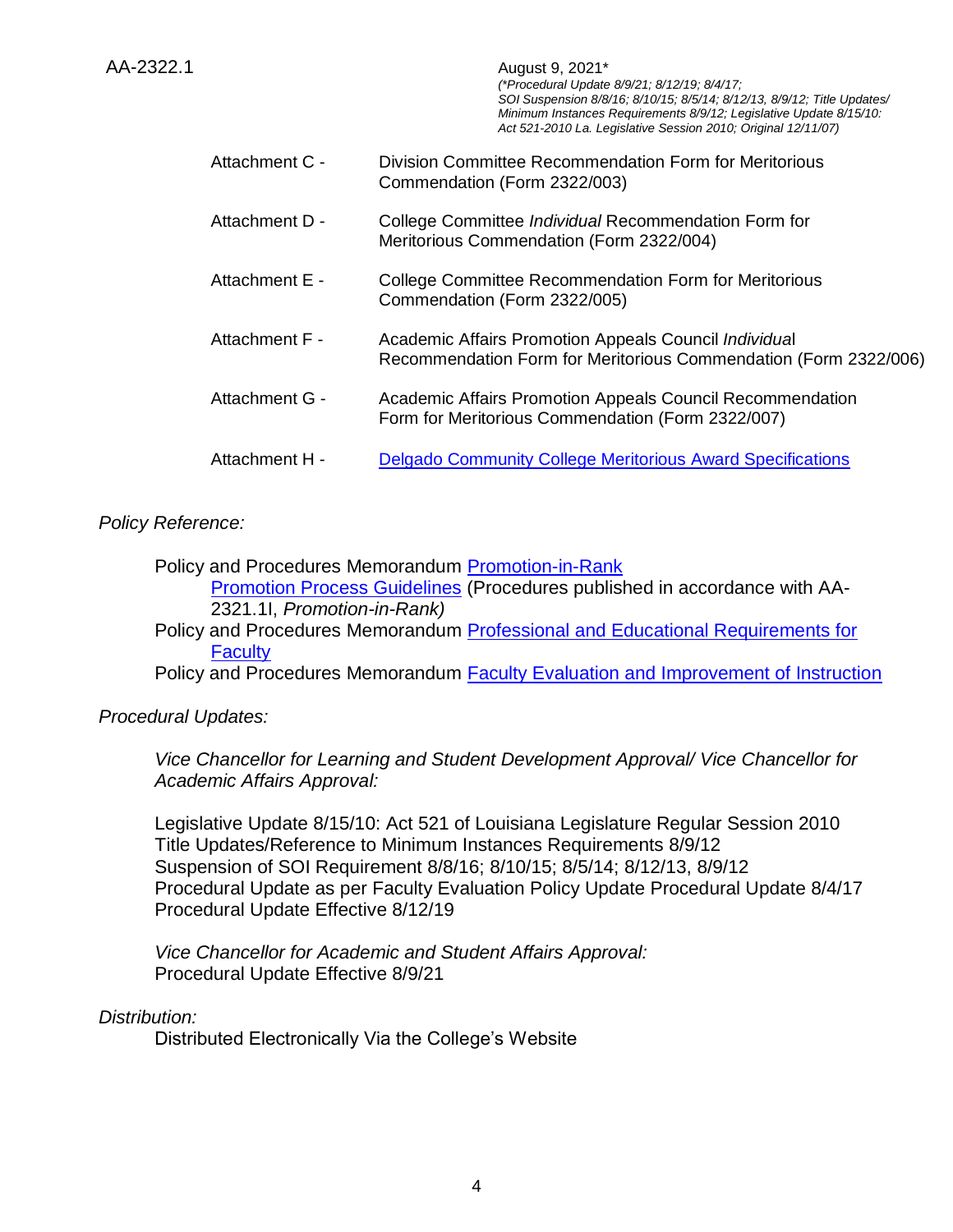- Attachment C - Division Committee Recommendation Form for Meritorious Commendation (Form 2322/003)
- Attachment D - College Committee *Individual* Recommendation Form for Meritorious Commendation (Form 2322/004)
- Attachment E - College Committee Recommendation Form for Meritorious Commendation (Form 2322/005)
- Attachment F - Academic Affairs Promotion Appeals Council *Individual* Recommendation Form for Meritorious Commendation (Form 2322/006)
- Attachment G - Academic Affairs Promotion Appeals Council Recommendation Form for Meritorious Commendation (Form 2322/007)
- Attachment H - Delgado Community College Meritorious Award Specifications

*Policy Reference:*

Policy and Procedures Memorandum Promotion-in-Rank
    Promotion Process Guidelines (Procedures published in accordance with AA-2321.1I, *Promotion-in-Rank)*
Policy and Procedures Memorandum Professional and Educational Requirements for Faculty
Policy and Procedures Memorandum Faculty Evaluation and Improvement of Instruction

*Procedural Updates:*

*Vice Chancellor for Learning and Student Development Approval/ Vice Chancellor for Academic Affairs Approval:*

Legislative Update 8/15/10: Act 521 of Louisiana Legislature Regular Session 2010
Title Updates/Reference to Minimum Instances Requirements 8/9/12
Suspension of SOI Requirement 8/8/16; 8/10/15; 8/5/14; 8/12/13, 8/9/12
Procedural Update as per Faculty Evaluation Policy Update Procedural Update 8/4/17
Procedural Update Effective 8/12/19

*Vice Chancellor for Academic and Student Affairs Approval:*
Procedural Update Effective 8/9/21

*Distribution:*
Distributed Electronically Via the College's Website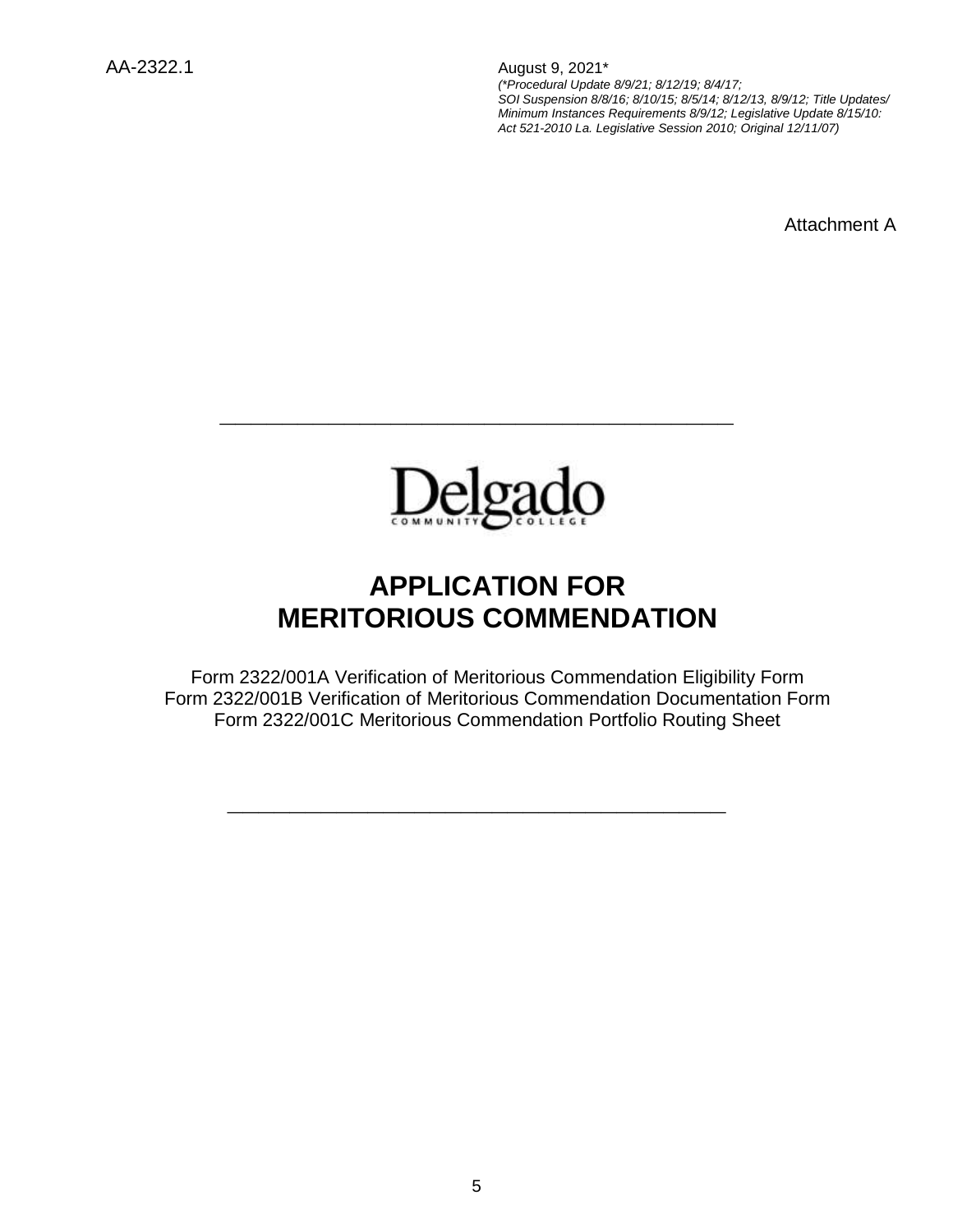AA-2322.1

August 9, 2021*
*(*Procedural Update 8/9/21; 8/12/19; 8/4/17; SOI Suspension 8/8/16; 8/10/15; 8/5/14; 8/12/13, 8/9/12; Title Updates/ Minimum Instances Requirements 8/9/12; Legislative Update 8/15/10: Act 521-2010 La. Legislative Session 2010; Original 12/11/07)*

Attachment A

---

Delgado
COMMUNITY COLLEGE

# APPLICATION FOR MERITORIOUS COMMENDATION

Form 2322/001A Verification of Meritorious Commendation Eligibility Form
Form 2322/001B Verification of Meritorious Commendation Documentation Form
Form 2322/001C Meritorious Commendation Portfolio Routing Sheet

---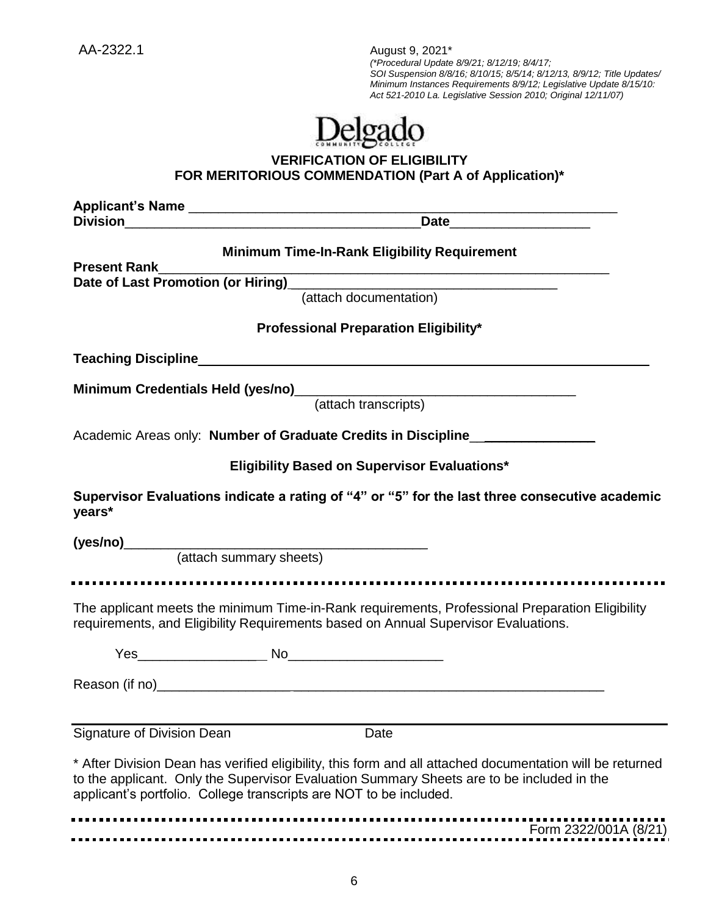AA-2322.1

August 9, 2021*
*(*Procedural Update 8/9/21; 8/12/19; 8/4/17; SOI Suspension 8/8/16; 8/10/15; 8/5/14; 8/12/13, 8/9/12; Title Updates/ Minimum Instances Requirements 8/9/12; Legislative Update 8/15/10: Act 521-2010 La. Legislative Session 2010; Original 12/11/07)*

Delgado Community College

## VERIFICATION OF ELIGIBILITY FOR MERITORIOUS COMMENDATION (Part A of Application)*

**Applicant's Name** ____________________________________________________________

**Division**________________________________________**Date**___________________

### Minimum Time-In-Rank Eligibility Requirement

**Present Rank**_______________________________________________________________

**Date of Last Promotion (or Hiring)**____________________________________
(attach documentation)

### Professional Preparation Eligibility*

**Teaching Discipline**________________________________________________________

**Minimum Credentials Held (yes/no)**_____________________________________
(attach transcripts)

Academic Areas only: **Number of Graduate Credits in Discipline**________________

### Eligibility Based on Supervisor Evaluations*

**Supervisor Evaluations indicate a rating of "4" or "5" for the last three consecutive academic years***

**(yes/no)**__________________________________________
(attach summary sheets)

---

The applicant meets the minimum Time-in-Rank requirements, Professional Preparation Eligibility requirements, and Eligibility Requirements based on Annual Supervisor Evaluations.

Yes_________________ No____________________

Reason (if no)____________________________________________________________

_______________________________________________________________________

Signature of Division Dean                    Date

* After Division Dean has verified eligibility, this form and all attached documentation will be returned to the applicant. Only the Supervisor Evaluation Summary Sheets are to be included in the applicant's portfolio. College transcripts are NOT to be included.

---

Form 2322/001A (8/21)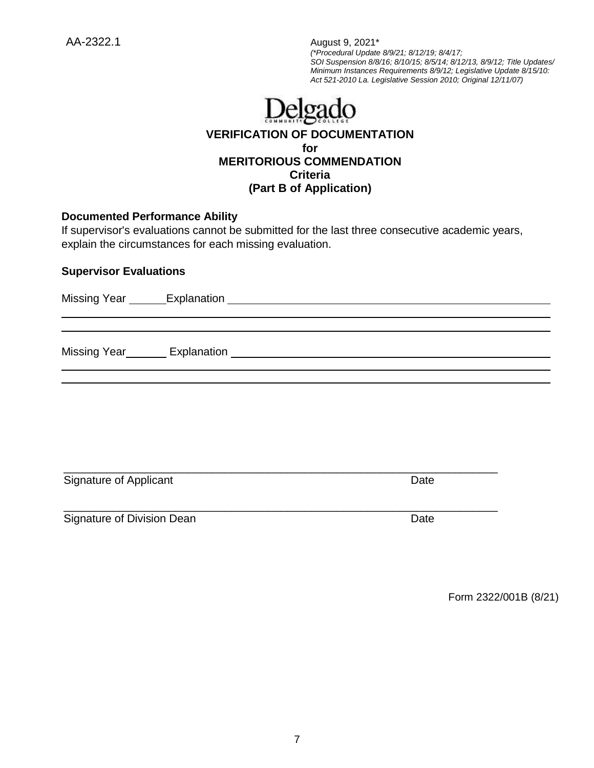AA-2322.1

August 9, 2021*
*(\*Procedural Update 8/9/21; 8/12/19; 8/4/17; SOI Suspension 8/8/16; 8/10/15; 8/5/14; 8/12/13, 8/9/12; Title Updates/ Minimum Instances Requirements 8/9/12; Legislative Update 8/15/10: Act 521-2010 La. Legislative Session 2010; Original 12/11/07)*

Delgado COMMUNITY COLLEGE

# VERIFICATION OF DOCUMENTATION for MERITORIOUS COMMENDATION Criteria (Part B of Application)

**Documented Performance Ability**

If supervisor's evaluations cannot be submitted for the last three consecutive academic years, explain the circumstances for each missing evaluation.

**Supervisor Evaluations**

Missing Year ______ Explanation ____________________________________________________

_____________________________________________________________________________

_____________________________________________________________________________

Missing Year ______ Explanation ____________________________________________________

_____________________________________________________________________________

_____________________________________________________________________________

_____________________________________________________________________________

Signature of Applicant Date

_____________________________________________________________________________

Signature of Division Dean Date

Form 2322/001B (8/21)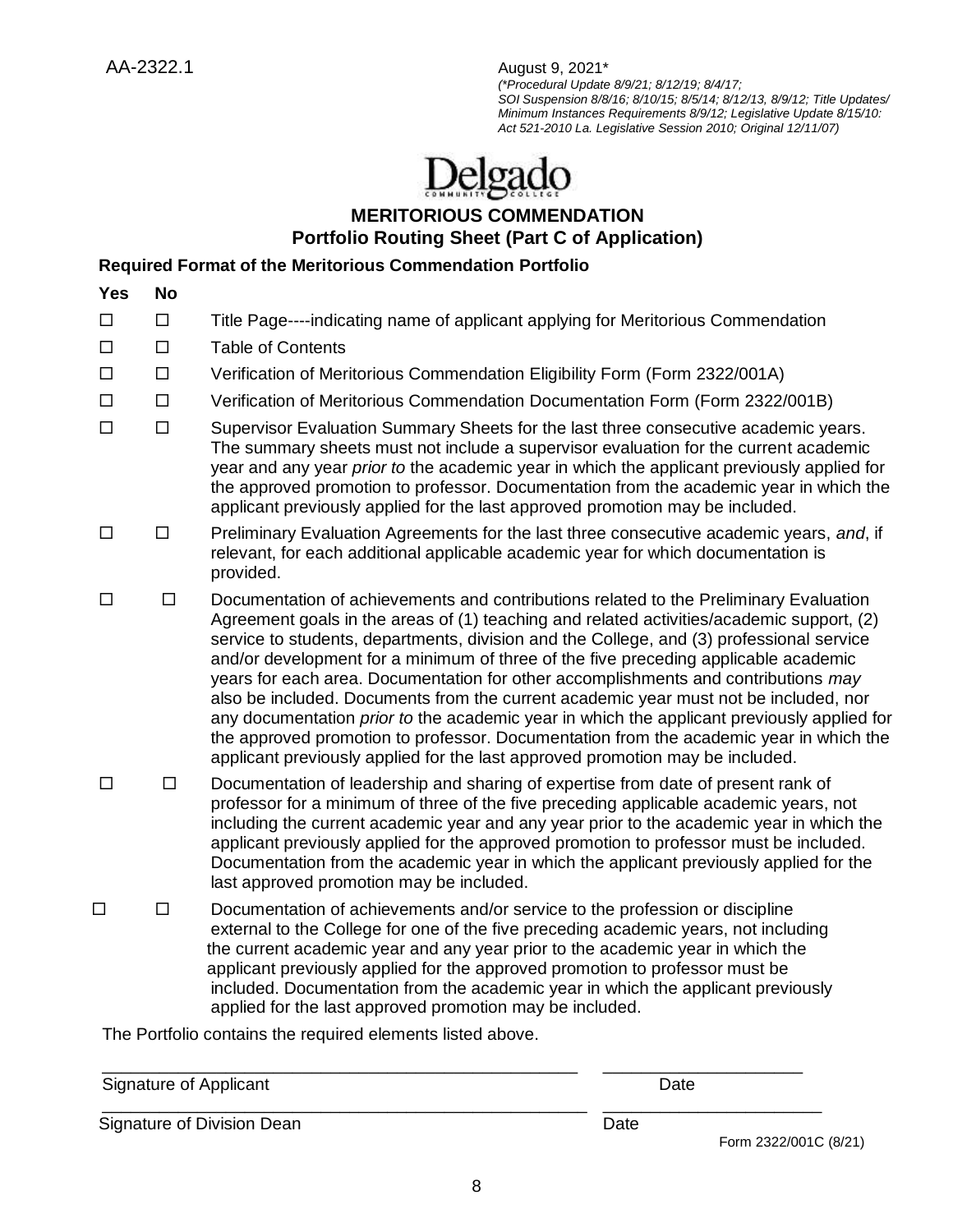AA-2322.1

August 9, 2021*
*(*Procedural Update 8/9/21; 8/12/19; 8/4/17; SOI Suspension 8/8/16; 8/10/15; 8/5/14; 8/12/13, 8/9/12; Title Updates/ Minimum Instances Requirements 8/9/12; Legislative Update 8/15/10: Act 521-2010 La. Legislative Session 2010; Original 12/11/07)*

Delgado COMMUNITY COLLEGE

## MERITORIOUS COMMENDATION
## Portfolio Routing Sheet (Part C of Application)

**Required Format of the Meritorious Commendation Portfolio**

| Yes | No | |
|---|---|---|
| ☐ | ☐ | Title Page----indicating name of applicant applying for Meritorious Commendation |
| ☐ | ☐ | Table of Contents |
| ☐ | ☐ | Verification of Meritorious Commendation Eligibility Form (Form 2322/001A) |
| ☐ | ☐ | Verification of Meritorious Commendation Documentation Form (Form 2322/001B) |
| ☐ | ☐ | Supervisor Evaluation Summary Sheets for the last three consecutive academic years. The summary sheets must not include a supervisor evaluation for the current academic year and any year *prior to* the academic year in which the applicant previously applied for the approved promotion to professor. Documentation from the academic year in which the applicant previously applied for the last approved promotion may be included. |
| ☐ | ☐ | Preliminary Evaluation Agreements for the last three consecutive academic years, *and*, if relevant, for each additional applicable academic year for which documentation is provided. |
| ☐ | ☐ | Documentation of achievements and contributions related to the Preliminary Evaluation Agreement goals in the areas of (1) teaching and related activities/academic support, (2) service to students, departments, division and the College, and (3) professional service and/or development for a minimum of three of the five preceding applicable academic years for each area. Documentation for other accomplishments and contributions *may* also be included. Documents from the current academic year must not be included, nor any documentation *prior to* the academic year in which the applicant previously applied for the approved promotion to professor. Documentation from the academic year in which the applicant previously applied for the last approved promotion may be included. |
| ☐ | ☐ | Documentation of leadership and sharing of expertise from date of present rank of professor for a minimum of three of the five preceding applicable academic years, not including the current academic year and any year prior to the academic year in which the applicant previously applied for the approved promotion to professor must be included. Documentation from the academic year in which the applicant previously applied for the last approved promotion may be included. |
| ☐ | ☐ | Documentation of achievements and/or service to the profession or discipline external to the College for one of the five preceding academic years, not including the current academic year and any year prior to the academic year in which the applicant previously applied for the approved promotion to professor must be included. Documentation from the academic year in which the applicant previously applied for the last approved promotion may be included. |

The Portfolio contains the required elements listed above.

\_\_\_\_\_\_\_\_\_\_\_\_\_\_\_\_\_\_\_\_\_\_\_\_\_\_\_\_\_\_\_\_\_\_\_\_\_\_\_\_ \_\_\_\_\_\_\_\_\_\_\_\_\_\_\_\_\_\_\_\_
Signature of Applicant Date

\_\_\_\_\_\_\_\_\_\_\_\_\_\_\_\_\_\_\_\_\_\_\_\_\_\_\_\_\_\_\_\_\_\_\_\_\_\_\_\_ \_\_\_\_\_\_\_\_\_\_\_\_\_\_\_\_\_\_\_\_
Signature of Division Dean Date

Form 2322/001C (8/21)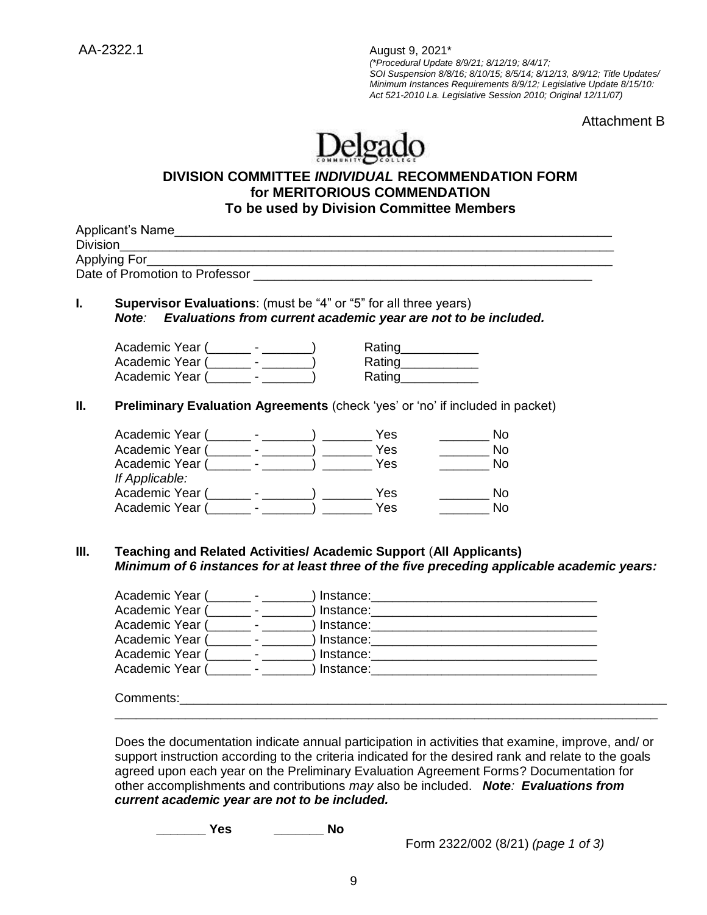AA-2322.1

August 9, 2021*
*(*Procedural Update 8/9/21; 8/12/19; 8/4/17; SOI Suspension 8/8/16; 8/10/15; 8/5/14; 8/12/13, 8/9/12; Title Updates/ Minimum Instances Requirements 8/9/12; Legislative Update 8/15/10: Act 521-2010 La. Legislative Session 2010; Original 12/11/07)*

Attachment B

Delgado COMMUNITY COLLEGE

## DIVISION COMMITTEE *INDIVIDUAL* RECOMMENDATION FORM for MERITORIOUS COMMENDATION To be used by Division Committee Members

Applicant's Name_______________________________________________________________
Division______________________________________________________________________
Applying For__________________________________________________________________
Date of Promotion to Professor ____________________________________________

**I. Supervisor Evaluations**: (must be "4" or "5" for all three years)
***Note:* *Evaluations from current academic year are not to be included.***

Academic Year (______ - _______) Rating___________
Academic Year (______ - _______) Rating___________
Academic Year (______ - _______) Rating___________

**II. Preliminary Evaluation Agreements** (check 'yes' or 'no' if included in packet)

Academic Year (______ - _______) _______ Yes _______ No
Academic Year (______ - _______) _______ Yes _______ No
Academic Year (______ - _______) _______ Yes _______ No
*If Applicable:*
Academic Year (______ - _______) _______ Yes _______ No
Academic Year (______ - _______) _______ Yes _______ No

**III. Teaching and Related Activities/ Academic Support** (**All Applicants)**
***Minimum of 6 instances for at least three of the five preceding applicable academic years:***

Academic Year (______ - _______) Instance:_______________________________
Academic Year (______ - _______) Instance:_______________________________
Academic Year (______ - _______) Instance:_______________________________
Academic Year (______ - _______) Instance:_______________________________
Academic Year (______ - _______) Instance:_______________________________
Academic Year (______ - _______) Instance:_______________________________

Comments:_____________________________________________________________________
______________________________________________________________________________

Does the documentation indicate annual participation in activities that examine, improve, and/ or support instruction according to the criteria indicated for the desired rank and relate to the goals agreed upon each year on the Preliminary Evaluation Agreement Forms? Documentation for other accomplishments and contributions *may* also be included. ***Note: Evaluations from current academic year are not to be included.***

**_______ Yes** **_______ No**

Form 2322/002 (8/21) *(page 1 of 3)*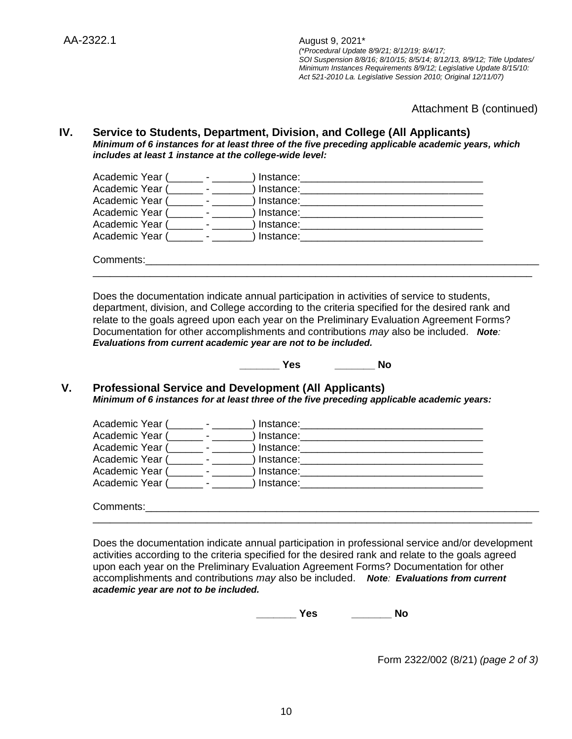AA-2322.1

August 9, 2021*
*(*Procedural Update 8/9/21; 8/12/19; 8/4/17; SOI Suspension 8/8/16; 8/10/15; 8/5/14; 8/12/13, 8/9/12; Title Updates/ Minimum Instances Requirements 8/9/12; Legislative Update 8/15/10: Act 521-2010 La. Legislative Session 2010; Original 12/11/07)*

Attachment B (continued)

## IV. Service to Students, Department, Division, and College (All Applicants)

***Minimum of 6 instances for at least three of the five preceding applicable academic years, which includes at least 1 instance at the college-wide level:***

Academic Year (______ - _______) Instance:________________________________
Academic Year (______ - _______) Instance:________________________________
Academic Year (______ - _______) Instance:________________________________
Academic Year (______ - _______) Instance:________________________________
Academic Year (______ - _______) Instance:________________________________
Academic Year (______ - _______) Instance:________________________________

Comments:_______________________________________________________________
_______________________________________________________________________

Does the documentation indicate annual participation in activities of service to students, department, division, and College according to the criteria specified for the desired rank and relate to the goals agreed upon each year on the Preliminary Evaluation Agreement Forms? Documentation for other accomplishments and contributions *may* also be included. ***Note**: **Evaluations from current academic year are not to be included.***

**_______ Yes** **_______ No**

## V. Professional Service and Development (All Applicants)

***Minimum of 6 instances for at least three of the five preceding applicable academic years:***

Academic Year (______ - _______) Instance:________________________________
Academic Year (______ - _______) Instance:________________________________
Academic Year (______ - _______) Instance:________________________________
Academic Year (______ - _______) Instance:________________________________
Academic Year (______ - _______) Instance:________________________________
Academic Year (______ - _______) Instance:________________________________

Comments:_______________________________________________________________
_______________________________________________________________________

Does the documentation indicate annual participation in professional service and/or development activities according to the criteria specified for the desired rank and relate to the goals agreed upon each year on the Preliminary Evaluation Agreement Forms? Documentation for other accomplishments and contributions *may* also be included. ***Note**: **Evaluations from current academic year are not to be included.***

**_______ Yes** **_______ No**

Form 2322/002 (8/21) *(page 2 of 3)*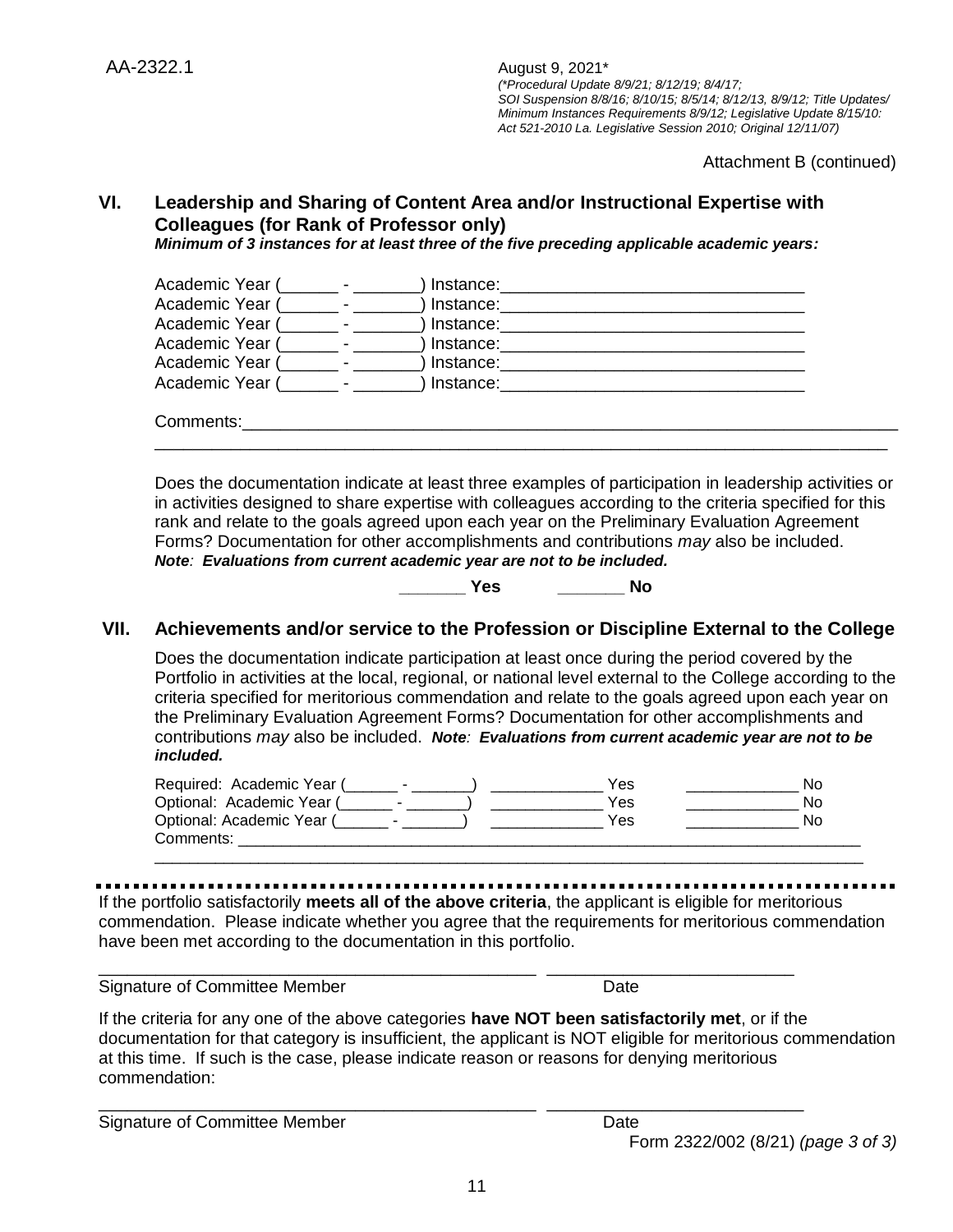AA-2322.1

August 9, 2021*
*(*Procedural Update 8/9/21; 8/12/19; 8/4/17; SOI Suspension 8/8/16; 8/10/15; 8/5/14; 8/12/13, 8/9/12; Title Updates/ Minimum Instances Requirements 8/9/12; Legislative Update 8/15/10: Act 521-2010 La. Legislative Session 2010; Original 12/11/07)*

Attachment B (continued)

## VI. Leadership and Sharing of Content Area and/or Instructional Expertise with Colleagues (for Rank of Professor only)

***Minimum of 3 instances for at least three of the five preceding applicable academic years:***

Academic Year (______ - _______) Instance:________________________________
Academic Year (______ - _______) Instance:________________________________
Academic Year (______ - _______) Instance:________________________________
Academic Year (______ - _______) Instance:________________________________
Academic Year (______ - _______) Instance:________________________________
Academic Year (______ - _______) Instance:________________________________

Comments:_______________________________________________________________________
_______________________________________________________________________________

Does the documentation indicate at least three examples of participation in leadership activities or in activities designed to share expertise with colleagues according to the criteria specified for this rank and relate to the goals agreed upon each year on the Preliminary Evaluation Agreement Forms? Documentation for other accomplishments and contributions *may* also be included.
***Note:  Evaluations from current academic year are not to be included.***

**_______ Yes          _______ No**

## VII. Achievements and/or service to the Profession or Discipline External to the College

Does the documentation indicate participation at least once during the period covered by the Portfolio in activities at the local, regional, or national level external to the College according to the criteria specified for meritorious commendation and relate to the goals agreed upon each year on the Preliminary Evaluation Agreement Forms? Documentation for other accomplishments and contributions *may* also be included. ***Note:  Evaluations from current academic year are not to be included.***

Required:  Academic Year (______ - _______)   _____________ Yes   _____________ No
Optional:  Academic Year (______ - _______)   _____________ Yes   _____________ No
Optional: Academic Year (______ - _______)   _____________ Yes   _____________ No
Comments: _____________________________________________________________________
_______________________________________________________________________________

---

If the portfolio satisfactorily **meets all of the above criteria**, the applicant is eligible for meritorious commendation.  Please indicate whether you agree that the requirements for meritorious commendation have been met according to the documentation in this portfolio.

_______________________________________________   __________________________
Signature of Committee Member                                   Date

If the criteria for any one of the above categories **have NOT been satisfactorily met**, or if the documentation for that category is insufficient, the applicant is NOT eligible for meritorious commendation at this time.  If such is the case, please indicate reason or reasons for denying meritorious commendation:

_______________________________________________   __________________________
Signature of Committee Member                                   Date

Form 2322/002 (8/21) *(page 3 of 3)*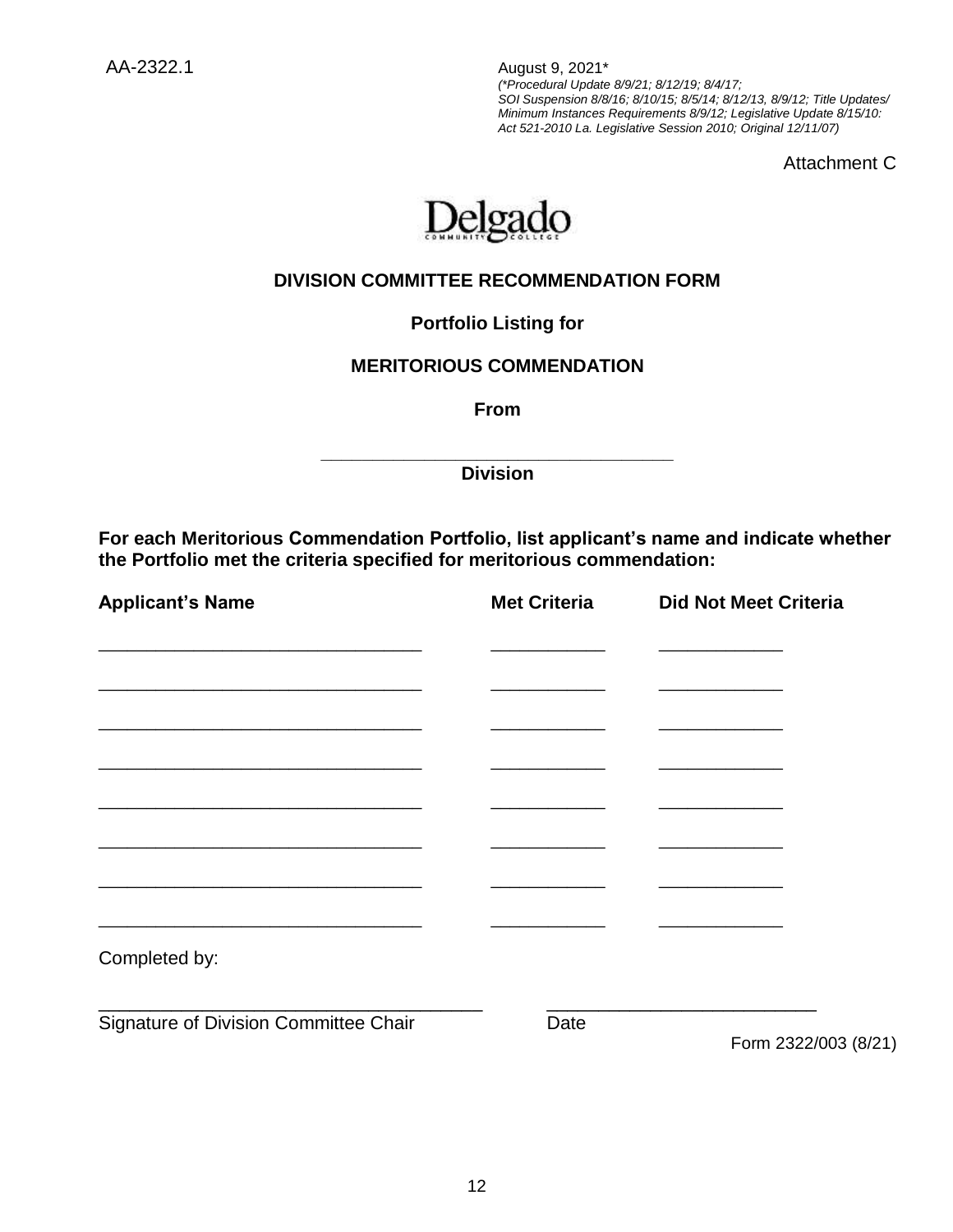AA-2322.1

August 9, 2021*
*(*Procedural Update 8/9/21; 8/12/19; 8/4/17; SOI Suspension 8/8/16; 8/10/15; 8/5/14; 8/12/13, 8/9/12; Title Updates/ Minimum Instances Requirements 8/9/12; Legislative Update 8/15/10: Act 521-2010 La. Legislative Session 2010; Original 12/11/07)*

Attachment C

Delgado Community College

## DIVISION COMMITTEE RECOMMENDATION FORM

**Portfolio Listing for**

**MERITORIOUS COMMENDATION**

**From**

**______________________________**
**Division**

**For each Meritorious Commendation Portfolio, list applicant's name and indicate whether the Portfolio met the criteria specified for meritorious commendation:**

| Applicant's Name | Met Criteria | Did Not Meet Criteria |
|---|---|---|
| ______________________________ | __________ | __________ |
| ______________________________ | __________ | __________ |
| ______________________________ | __________ | __________ |
| ______________________________ | __________ | __________ |
| ______________________________ | __________ | __________ |
| ______________________________ | __________ | __________ |
| ______________________________ | __________ | __________ |
| ______________________________ | __________ | __________ |

Completed by:

______________________________ ______________________
Signature of Division Committee Chair Date

Form 2322/003 (8/21)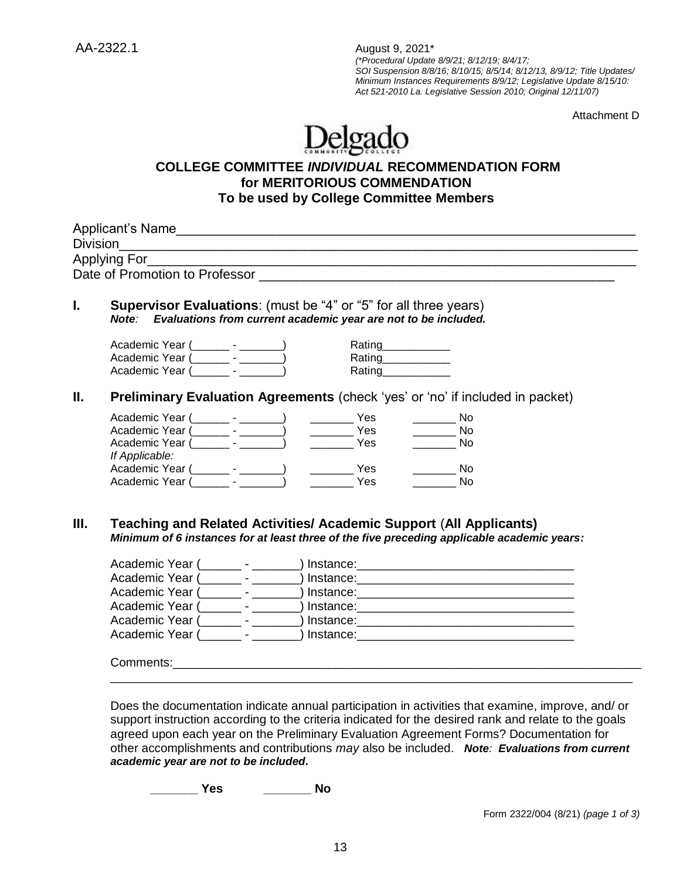AA-2322.1

August 9, 2021*
*(*Procedural Update 8/9/21; 8/12/19; 8/4/17; SOI Suspension 8/8/16; 8/10/15; 8/5/14; 8/12/13, 8/9/12; Title Updates/ Minimum Instances Requirements 8/9/12; Legislative Update 8/15/10: Act 521-2010 La. Legislative Session 2010; Original 12/11/07)*

Attachment D

**COLLEGE COMMITTEE *INDIVIDUAL* RECOMMENDATION FORM for MERITORIOUS COMMENDATION To be used by College Committee Members**

Applicant's Name________________________________________________________________
Division________________________________________________________________________
Applying For___________________________________________________________________
Date of Promotion to Professor _______________________________________________

## I. Supervisor Evaluations: (must be "4" or "5" for all three years)

***Note*: *Evaluations from current academic year are not to be included.***

Academic Year (______ - _______) Rating___________
Academic Year (______ - _______) Rating___________
Academic Year (______ - _______) Rating___________

## II. Preliminary Evaluation Agreements (check 'yes' or 'no' if included in packet)

Academic Year (______ - _______) _______ Yes _______ No
Academic Year (______ - _______) _______ Yes _______ No
Academic Year (______ - _______) _______ Yes _______ No
*If Applicable:*
Academic Year (______ - _______) _______ Yes _______ No
Academic Year (______ - _______) _______ Yes _______ No

## III. Teaching and Related Activities/ Academic Support (All Applicants)

***Minimum of 6 instances for at least three of the five preceding applicable academic years:***

Academic Year (______ - _______) Instance:________________________________
Academic Year (______ - _______) Instance:________________________________
Academic Year (______ - _______) Instance:________________________________
Academic Year (______ - _______) Instance:________________________________
Academic Year (______ - _______) Instance:________________________________
Academic Year (______ - _______) Instance:________________________________

Comments:______________________________________________________________________
_______________________________________________________________________________

Does the documentation indicate annual participation in activities that examine, improve, and/ or support instruction according to the criteria indicated for the desired rank and relate to the goals agreed upon each year on the Preliminary Evaluation Agreement Forms? Documentation for other accomplishments and contributions *may* also be included. ***Note*: *Evaluations from current academic year are not to be included.***

**_______ Yes _______ No**

Form 2322/004 (8/21) *(page 1 of 3)*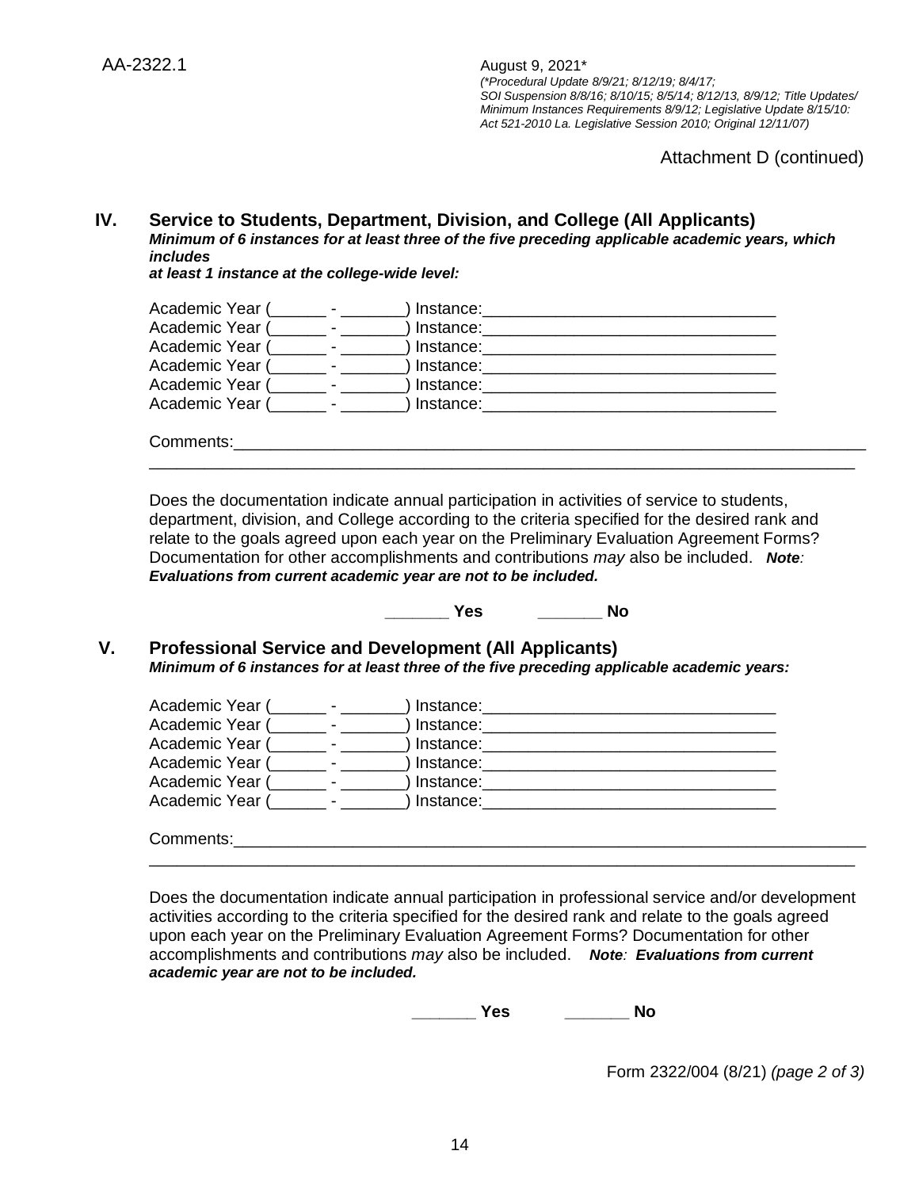AA-2322.1

August 9, 2021*
*(*Procedural Update 8/9/21; 8/12/19; 8/4/17; SOI Suspension 8/8/16; 8/10/15; 8/5/14; 8/12/13, 8/9/12; Title Updates/ Minimum Instances Requirements 8/9/12; Legislative Update 8/15/10: Act 521-2010 La. Legislative Session 2010; Original 12/11/07)*

Attachment D (continued)

## IV. Service to Students, Department, Division, and College (All Applicants)

***Minimum of 6 instances for at least three of the five preceding applicable academic years, which includes at least 1 instance at the college-wide level:***

Academic Year (______ - _______) Instance:________________________________
Academic Year (______ - _______) Instance:________________________________
Academic Year (______ - _______) Instance:________________________________
Academic Year (______ - _______) Instance:________________________________
Academic Year (______ - _______) Instance:________________________________
Academic Year (______ - _______) Instance:________________________________

Comments:_____________________________________________________________________
_______________________________________________________________________________

Does the documentation indicate annual participation in activities of service to students, department, division, and College according to the criteria specified for the desired rank and relate to the goals agreed upon each year on the Preliminary Evaluation Agreement Forms? Documentation for other accomplishments and contributions *may* also be included. ***Note: Evaluations from current academic year are not to be included.***

**_______ Yes** **_______ No**

## V. Professional Service and Development (All Applicants)

***Minimum of 6 instances for at least three of the five preceding applicable academic years:***

Academic Year (______ - _______) Instance:________________________________
Academic Year (______ - _______) Instance:________________________________
Academic Year (______ - _______) Instance:________________________________
Academic Year (______ - _______) Instance:________________________________
Academic Year (______ - _______) Instance:________________________________
Academic Year (______ - _______) Instance:________________________________

Comments:_____________________________________________________________________
_______________________________________________________________________________

Does the documentation indicate annual participation in professional service and/or development activities according to the criteria specified for the desired rank and relate to the goals agreed upon each year on the Preliminary Evaluation Agreement Forms? Documentation for other accomplishments and contributions *may* also be included. ***Note: Evaluations from current academic year are not to be included.***

**_______ Yes** **_______ No**

Form 2322/004 (8/21) *(page 2 of 3)*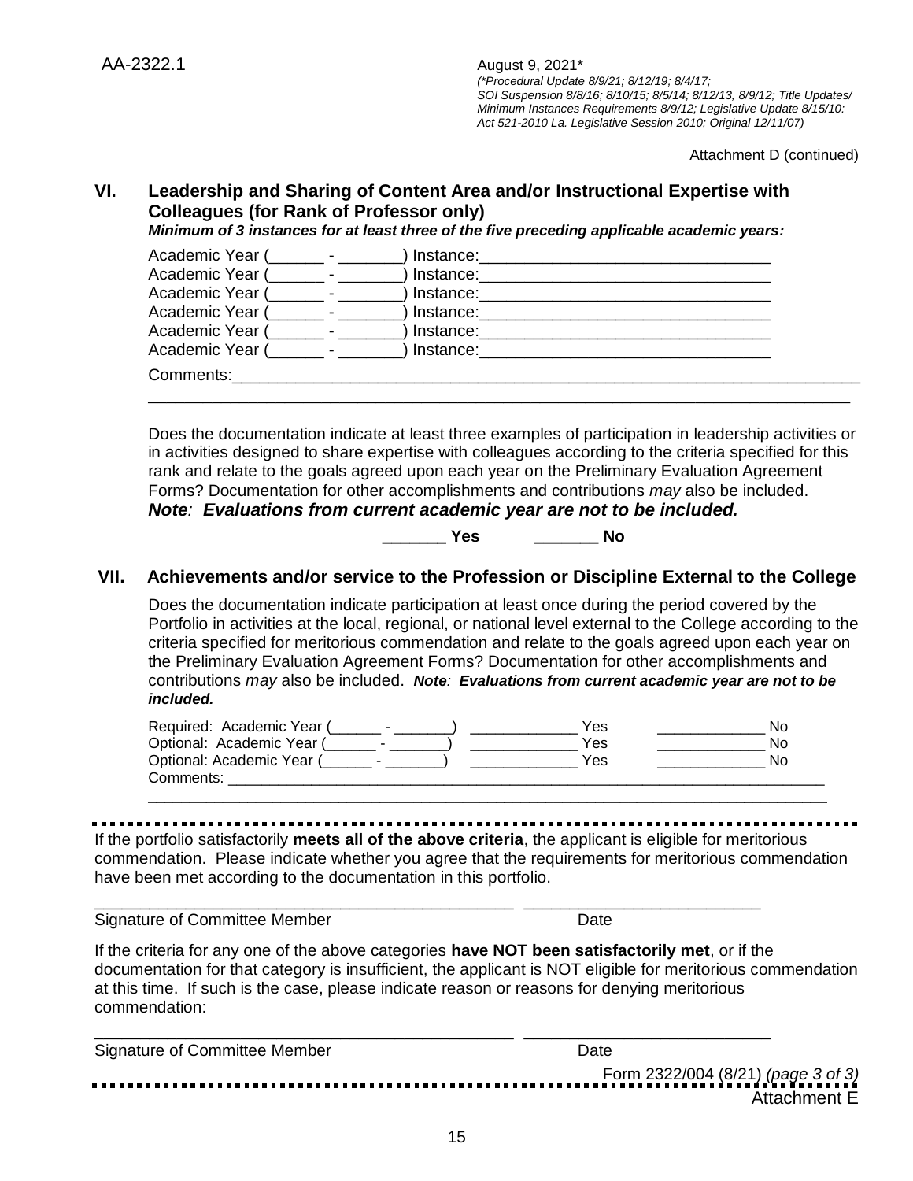AA-2322.1

August 9, 2021*
*(*Procedural Update 8/9/21; 8/12/19; 8/4/17; SOI Suspension 8/8/16; 8/10/15; 8/5/14; 8/12/13, 8/9/12; Title Updates/ Minimum Instances Requirements 8/9/12; Legislative Update 8/15/10: Act 521-2010 La. Legislative Session 2010; Original 12/11/07)*

Attachment D (continued)

## VI. Leadership and Sharing of Content Area and/or Instructional Expertise with Colleagues (for Rank of Professor only)

***Minimum of 3 instances for at least three of the five preceding applicable academic years:***

Academic Year (______ - _______) Instance:________________________________
Academic Year (______ - _______) Instance:________________________________
Academic Year (______ - _______) Instance:________________________________
Academic Year (______ - _______) Instance:________________________________
Academic Year (______ - _______) Instance:________________________________
Academic Year (______ - _______) Instance:________________________________

Comments:______________________________________________________________________
_______________________________________________________________________________

Does the documentation indicate at least three examples of participation in leadership activities or in activities designed to share expertise with colleagues according to the criteria specified for this rank and relate to the goals agreed upon each year on the Preliminary Evaluation Agreement Forms? Documentation for other accomplishments and contributions *may* also be included. ***Note: Evaluations from current academic year are not to be included.***

**_______ Yes _______ No**

## VII. Achievements and/or service to the Profession or Discipline External to the College

Does the documentation indicate participation at least once during the period covered by the Portfolio in activities at the local, regional, or national level external to the College according to the criteria specified for meritorious commendation and relate to the goals agreed upon each year on the Preliminary Evaluation Agreement Forms? Documentation for other accomplishments and contributions *may* also be included. ***Note: Evaluations from current academic year are not to be included.***

Required: Academic Year (______ - _______) _____________ Yes _____________ No
Optional: Academic Year (______ - _______) _____________ Yes _____________ No
Optional: Academic Year (______ - _______) _____________ Yes _____________ No
Comments: ____________________________________________________________________
_______________________________________________________________________________

If the portfolio satisfactorily **meets all of the above criteria**, the applicant is eligible for meritorious commendation. Please indicate whether you agree that the requirements for meritorious commendation have been met according to the documentation in this portfolio.

_______________________________________________ __________________________
Signature of Committee Member Date

If the criteria for any one of the above categories **have NOT been satisfactorily met**, or if the documentation for that category is insufficient, the applicant is NOT eligible for meritorious commendation at this time. If such is the case, please indicate reason or reasons for denying meritorious commendation:

_______________________________________________ __________________________
Signature of Committee Member Date

Form 2322/004 (8/21) *(page 3 of 3)*

Attachment E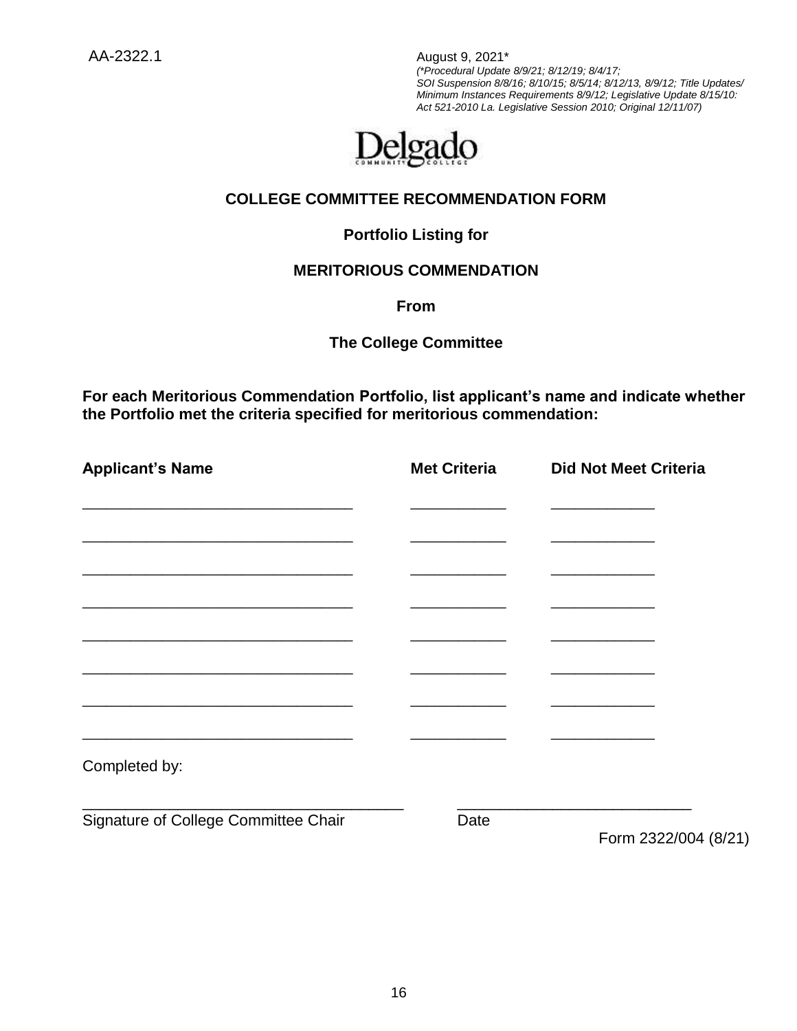AA-2322.1

August 9, 2021*
*(*Procedural Update 8/9/21; 8/12/19; 8/4/17; SOI Suspension 8/8/16; 8/10/15; 8/5/14; 8/12/13, 8/9/12; Title Updates/ Minimum Instances Requirements 8/9/12; Legislative Update 8/15/10: Act 521-2010 La. Legislative Session 2010; Original 12/11/07)*

Delgado Community College

## COLLEGE COMMITTEE RECOMMENDATION FORM

### Portfolio Listing for

### MERITORIOUS COMMENDATION

### From

### The College Committee

**For each Meritorious Commendation Portfolio, list applicant's name and indicate whether the Portfolio met the criteria specified for meritorious commendation:**

| Applicant's Name | Met Criteria | Did Not Meet Criteria |
|---|---|---|
| ______________________________ | __________ | ___________ |
| ______________________________ | __________ | ___________ |
| ______________________________ | __________ | ___________ |
| ______________________________ | __________ | ___________ |
| ______________________________ | __________ | ___________ |
| ______________________________ | __________ | ___________ |
| ______________________________ | __________ | ___________ |
| ______________________________ | __________ | ___________ |

Completed by:

____________________________________ ___________________________
Signature of College Committee Chair Date

Form 2322/004 (8/21)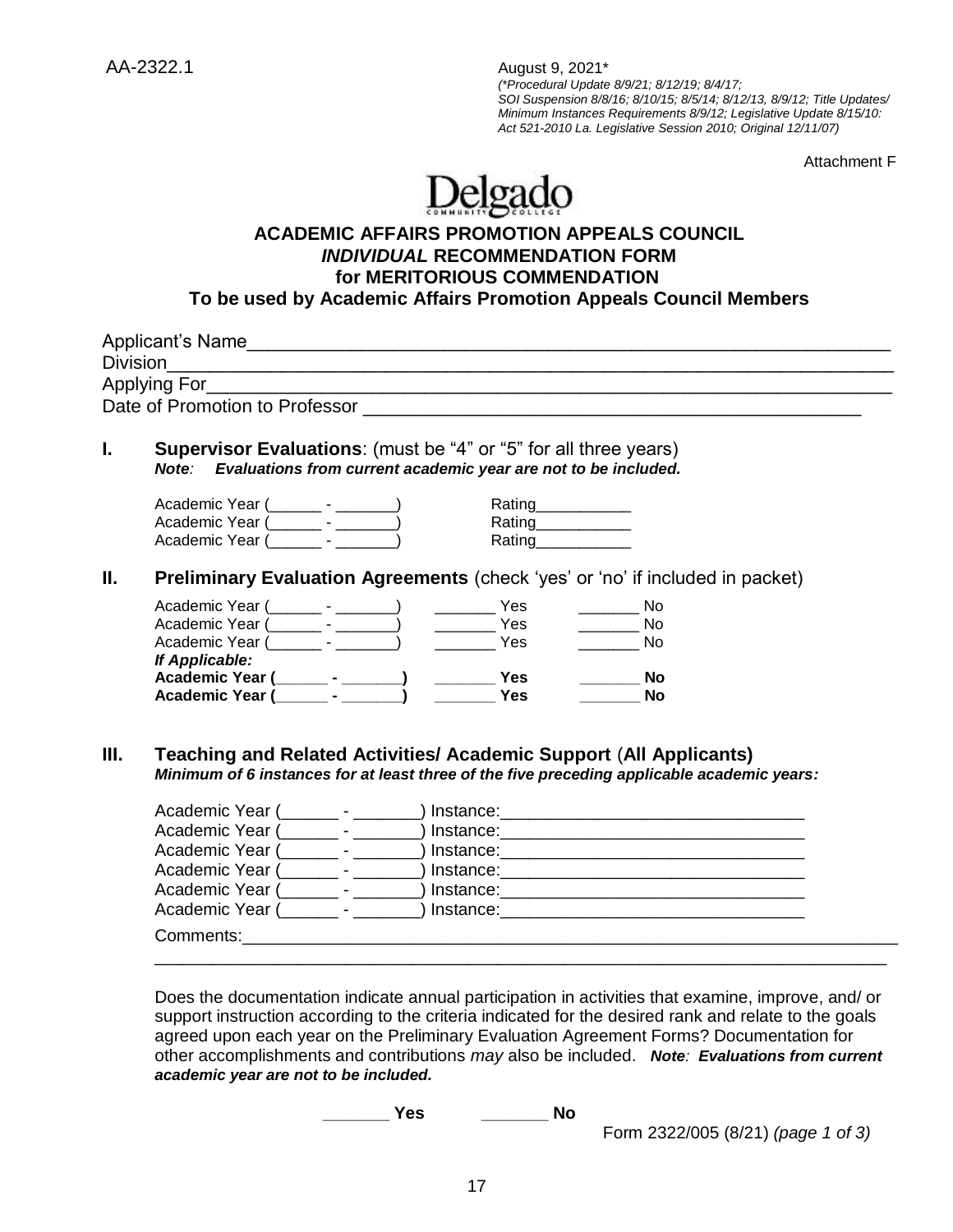AA-2322.1

August 9, 2021*
*(*Procedural Update 8/9/21; 8/12/19; 8/4/17; SOI Suspension 8/8/16; 8/10/15; 8/5/14; 8/12/13, 8/9/12; Title Updates/ Minimum Instances Requirements 8/9/12; Legislative Update 8/15/10: Act 521-2010 La. Legislative Session 2010; Original 12/11/07)*

Attachment F

Delgado Community College

## ACADEMIC AFFAIRS PROMOTION APPEALS COUNCIL
## *INDIVIDUAL* RECOMMENDATION FORM
## for MERITORIOUS COMMENDATION
## To be used by Academic Affairs Promotion Appeals Council Members

Applicant's Name________________________________________________________________

Division________________________________________________________________________

Applying For____________________________________________________________________

Date of Promotion to Professor ____________________________________________________

**I. Supervisor Evaluations**: (must be "4" or "5" for all three years)
***Note:* *Evaluations from current academic year are not to be included.***

Academic Year (______ - _______) Rating___________
Academic Year (______ - _______) Rating___________
Academic Year (______ - _______) Rating___________

**II. Preliminary Evaluation Agreements** (check 'yes' or 'no' if included in packet)

Academic Year (______ - _______) _______ Yes _______ No
Academic Year (______ - _______) _______ Yes _______ No
Academic Year (______ - _______) _______ Yes _______ No
***If Applicable:***
**Academic Year (______ - _______) _______ Yes _______ No**
**Academic Year (______ - _______) _______ Yes _______ No**

**III. Teaching and Related Activities/ Academic Support (All Applicants)**
***Minimum of 6 instances for at least three of the five preceding applicable academic years:***

Academic Year (______ - _______) Instance:________________________________
Academic Year (______ - _______) Instance:________________________________
Academic Year (______ - _______) Instance:________________________________
Academic Year (______ - _______) Instance:________________________________
Academic Year (______ - _______) Instance:________________________________
Academic Year (______ - _______) Instance:________________________________

Comments:______________________________________________________________________
_______________________________________________________________________________

Does the documentation indicate annual participation in activities that examine, improve, and/ or support instruction according to the criteria indicated for the desired rank and relate to the goals agreed upon each year on the Preliminary Evaluation Agreement Forms? Documentation for other accomplishments and contributions *may* also be included. ***Note:* *Evaluations from current academic year are not to be included.***

**_______ Yes _______ No**

Form 2322/005 (8/21) *(page 1 of 3)*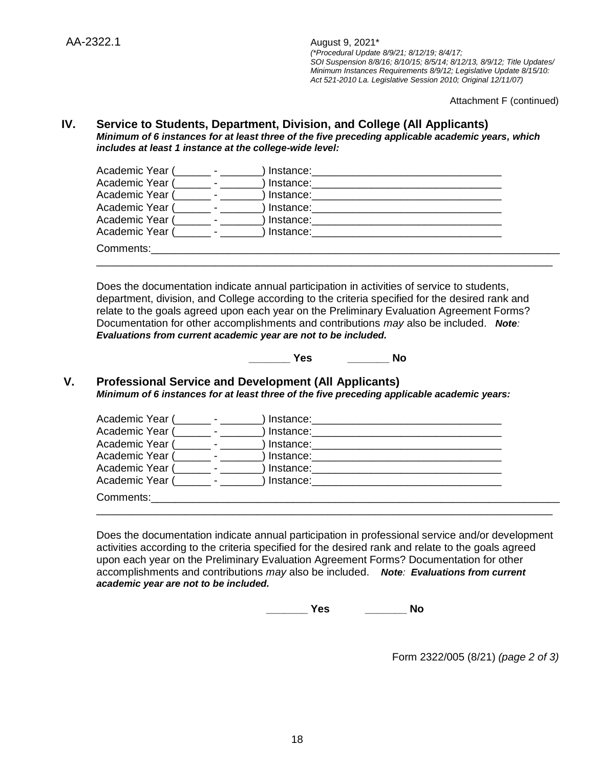AA-2322.1

August 9, 2021*
*(*Procedural Update 8/9/21; 8/12/19; 8/4/17; SOI Suspension 8/8/16; 8/10/15; 8/5/14; 8/12/13, 8/9/12; Title Updates/ Minimum Instances Requirements 8/9/12; Legislative Update 8/15/10: Act 521-2010 La. Legislative Session 2010; Original 12/11/07)*

Attachment F (continued)

## IV. Service to Students, Department, Division, and College (All Applicants)

***Minimum of 6 instances for at least three of the five preceding applicable academic years, which includes at least 1 instance at the college-wide level:***

Academic Year (______ - _______) Instance:________________________________
Academic Year (______ - _______) Instance:________________________________
Academic Year (______ - _______) Instance:________________________________
Academic Year (______ - _______) Instance:________________________________
Academic Year (______ - _______) Instance:________________________________
Academic Year (______ - _______) Instance:________________________________

Comments:_________________________________________________________________
__________________________________________________________________________

Does the documentation indicate annual participation in activities of service to students, department, division, and College according to the criteria specified for the desired rank and relate to the goals agreed upon each year on the Preliminary Evaluation Agreement Forms? Documentation for other accomplishments and contributions *may* also be included. ***Note: Evaluations from current academic year are not to be included.***

**_______ Yes _______ No**

## V. Professional Service and Development (All Applicants)

***Minimum of 6 instances for at least three of the five preceding applicable academic years:***

Academic Year (______ - _______) Instance:________________________________
Academic Year (______ - _______) Instance:________________________________
Academic Year (______ - _______) Instance:________________________________
Academic Year (______ - _______) Instance:________________________________
Academic Year (______ - _______) Instance:________________________________
Academic Year (______ - _______) Instance:________________________________

Comments:_________________________________________________________________
__________________________________________________________________________

Does the documentation indicate annual participation in professional service and/or development activities according to the criteria specified for the desired rank and relate to the goals agreed upon each year on the Preliminary Evaluation Agreement Forms? Documentation for other accomplishments and contributions *may* also be included. ***Note: Evaluations from current academic year are not to be included.***

**_______ Yes _______ No**

Form 2322/005 (8/21) *(page 2 of 3)*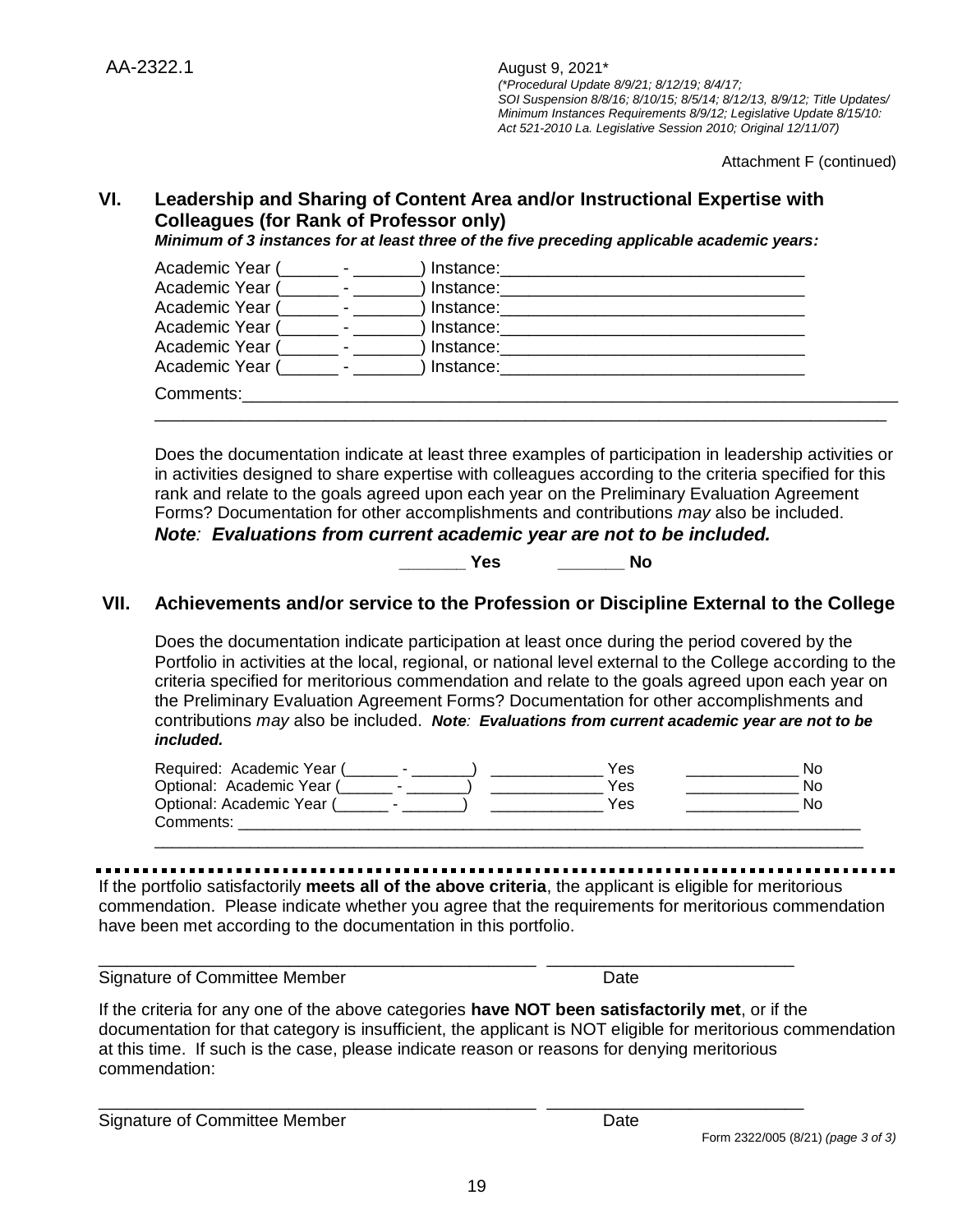AA-2322.1

August 9, 2021*
*(*Procedural Update 8/9/21; 8/12/19; 8/4/17; SOI Suspension 8/8/16; 8/10/15; 8/5/14; 8/12/13, 8/9/12; Title Updates/ Minimum Instances Requirements 8/9/12; Legislative Update 8/15/10: Act 521-2010 La. Legislative Session 2010; Original 12/11/07)*

Attachment F (continued)

## VI. Leadership and Sharing of Content Area and/or Instructional Expertise with Colleagues (for Rank of Professor only)

***Minimum of 3 instances for at least three of the five preceding applicable academic years:***

Academic Year (______ - _______) Instance:_________________________________
Academic Year (______ - _______) Instance:_________________________________
Academic Year (______ - _______) Instance:_________________________________
Academic Year (______ - _______) Instance:_________________________________
Academic Year (______ - _______) Instance:_________________________________
Academic Year (______ - _______) Instance:_________________________________

Comments:_________________________________________________________________
_________________________________________________________________________

Does the documentation indicate at least three examples of participation in leadership activities or in activities designed to share expertise with colleagues according to the criteria specified for this rank and relate to the goals agreed upon each year on the Preliminary Evaluation Agreement Forms? Documentation for other accomplishments and contributions *may* also be included.
***Note**: **Evaluations from current academic year are not to be included.***

**_______ Yes** **_______ No**

## VII. Achievements and/or service to the Profession or Discipline External to the College

Does the documentation indicate participation at least once during the period covered by the Portfolio in activities at the local, regional, or national level external to the College according to the criteria specified for meritorious commendation and relate to the goals agreed upon each year on the Preliminary Evaluation Agreement Forms? Documentation for other accomplishments and contributions *may* also be included. ***Note**: **Evaluations from current academic year are not to be included.***

Required: Academic Year (______ - _______) _____________ Yes _____________ No
Optional: Academic Year (______ - _______) _____________ Yes _____________ No
Optional: Academic Year (______ - _______) _____________ Yes _____________ No
Comments: _______________________________________________________________
_________________________________________________________________________

---

If the portfolio satisfactorily **meets all of the above criteria**, the applicant is eligible for meritorious commendation. Please indicate whether you agree that the requirements for meritorious commendation have been met according to the documentation in this portfolio.

_______________________________________________ __________________________
Signature of Committee Member Date

If the criteria for any one of the above categories **have NOT been satisfactorily met**, or if the documentation for that category is insufficient, the applicant is NOT eligible for meritorious commendation at this time. If such is the case, please indicate reason or reasons for denying meritorious commendation:

_______________________________________________ __________________________
Signature of Committee Member Date

Form 2322/005 (8/21) *(page 3 of 3)*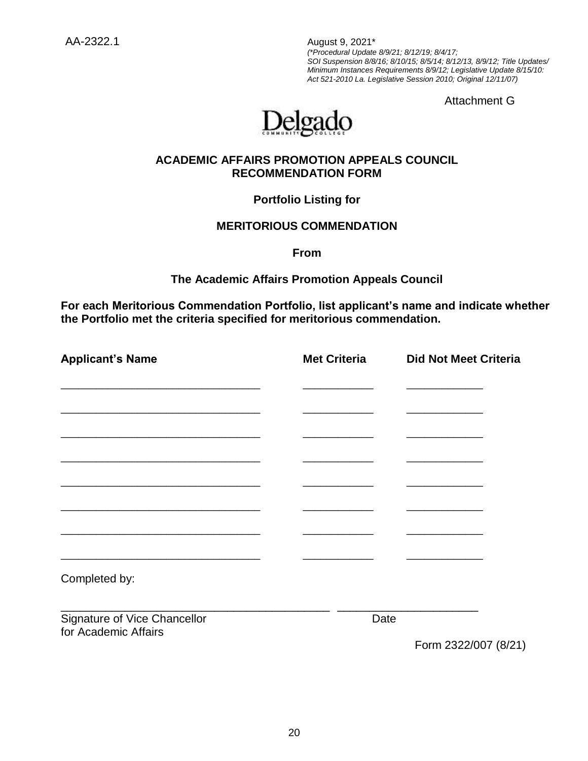AA-2322.1

August 9, 2021*
*(\*Procedural Update 8/9/21; 8/12/19; 8/4/17; SOI Suspension 8/8/16; 8/10/15; 8/5/14; 8/12/13, 8/9/12; Title Updates/ Minimum Instances Requirements 8/9/12; Legislative Update 8/15/10: Act 521-2010 La. Legislative Session 2010; Original 12/11/07)*

Attachment G

Delgado Community College

## ACADEMIC AFFAIRS PROMOTION APPEALS COUNCIL RECOMMENDATION FORM

### Portfolio Listing for

### MERITORIOUS COMMENDATION

### From

### The Academic Affairs Promotion Appeals Council

**For each Meritorious Commendation Portfolio, list applicant's name and indicate whether the Portfolio met the criteria specified for meritorious commendation.**

| Applicant's Name | Met Criteria | Did Not Meet Criteria |
|---|---|---|
| ________________________________ | ___________ | ____________ |
| ________________________________ | ___________ | ____________ |
| ________________________________ | ___________ | ____________ |
| ________________________________ | ___________ | ____________ |
| ________________________________ | ___________ | ____________ |
| ________________________________ | ___________ | ____________ |
| ________________________________ | ___________ | ____________ |
| ________________________________ | ___________ | ____________ |

Completed by:

___________________________________________ ______________________
Signature of Vice Chancellor for Academic Affairs                Date

Form 2322/007 (8/21)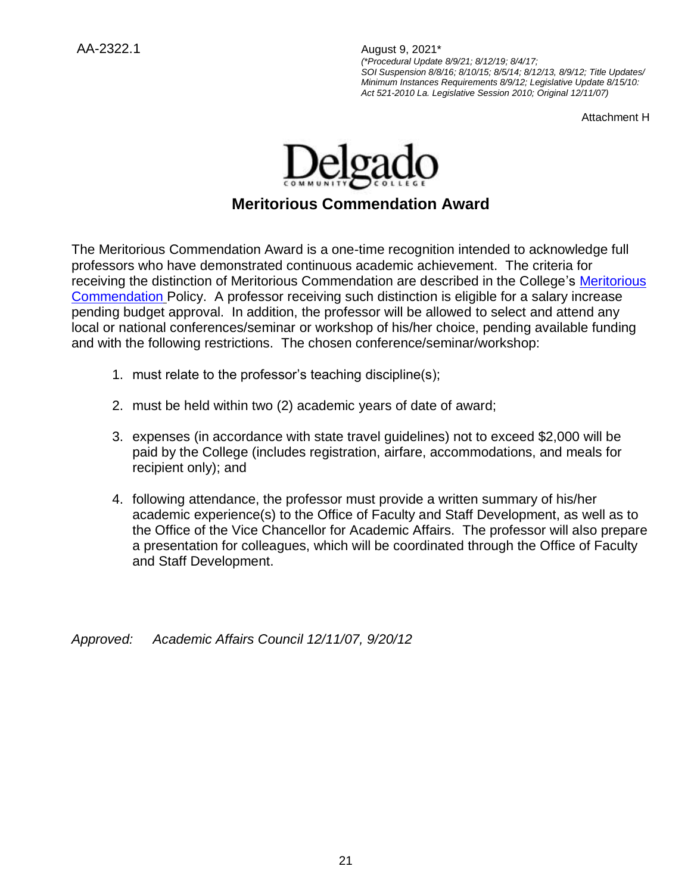AA-2322.1

August 9, 2021*
*(*Procedural Update 8/9/21; 8/12/19; 8/4/17; SOI Suspension 8/8/16; 8/10/15; 8/5/14; 8/12/13, 8/9/12; Title Updates/ Minimum Instances Requirements 8/9/12; Legislative Update 8/15/10: Act 521-2010 La. Legislative Session 2010; Original 12/11/07)*

Attachment H

Delgado Community College

## Meritorious Commendation Award

The Meritorious Commendation Award is a one-time recognition intended to acknowledge full professors who have demonstrated continuous academic achievement. The criteria for receiving the distinction of Meritorious Commendation are described in the College's Meritorious Commendation Policy. A professor receiving such distinction is eligible for a salary increase pending budget approval. In addition, the professor will be allowed to select and attend any local or national conferences/seminar or workshop of his/her choice, pending available funding and with the following restrictions. The chosen conference/seminar/workshop:

1. must relate to the professor's teaching discipline(s);
2. must be held within two (2) academic years of date of award;
3. expenses (in accordance with state travel guidelines) not to exceed $2,000 will be paid by the College (includes registration, airfare, accommodations, and meals for recipient only); and
4. following attendance, the professor must provide a written summary of his/her academic experience(s) to the Office of Faculty and Staff Development, as well as to the Office of the Vice Chancellor for Academic Affairs. The professor will also prepare a presentation for colleagues, which will be coordinated through the Office of Faculty and Staff Development.

*Approved: Academic Affairs Council 12/11/07, 9/20/12*